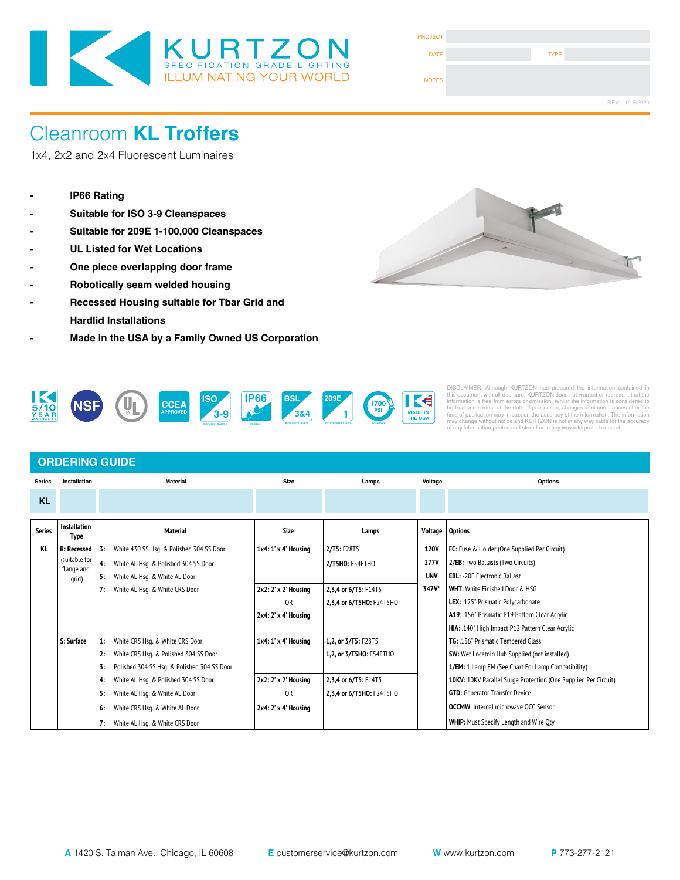# KURTZON

SPECIFICATION GRADE LIGHTING
ILLUMINATING YOUR WORLD

| PROJECT | | | |
|---|---|---|---|
| DATE | | TYPE | |
| NOTES | | | |

REV: 1/15/2020

# Cleanroom **KL Troffers**

1x4, 2x2 and 2x4 Fluorescent Luminaires

- **IP66 Rating**
- **Suitable for ISO 3-9 Cleanspaces**
- **Suitable for 209E 1-100,000 Cleanspaces**
- **UL Listed for Wet Locations**
- **One piece overlapping door frame**
- **Robotically seam welded housing**
- **Recessed Housing suitable for Tbar Grid and Hardlid Installations**
- **Made in the USA by a Family Owned US Corporation**

5/10 YEAR WARRANTY | NSF | UL | CCEA APPROVED | ISO 3-9 | IP66 | BSL 3&4 | 209E 1 | 1700 PSI | MADE IN THE USA

DISCLAIMER: Although KURTZON has prepared the information contained in this document with all due care, KURTZON does not warrant or represent that the information is free from errors or omission. Whilst the information is considered to be true and correct at the date of publication, changes in circumstances after the time of publication may impact on the accuracy of the information. The information may change without notice and KURTZON is not in any way liable for the accuracy of any information printed and stored or in any way interpreted or used.

## ORDERING GUIDE

| Series | Installation | Material | Size | Lamps | Voltage | Options |
|---|---|---|---|---|---|---|
| KL | | | | | | |

| Series | Installation Type | Material | Size | Lamps | Voltage | Options |
|---|---|---|---|---|---|---|
| KL | **R: Recessed** (suitable for flange and grid) | **3:** White 430 SS Hsg. & Polished 304 SS Door | **1x4:** 1' x 4' Housing | **2/T5:** F28T5 | **120V** | **FC:** Fuse & Holder (One Supplied Per Circuit) |
| | | **4:** White AL Hsg. & Polished 304 SS Door | | **2/T5HO:** F54FTHO | **277V** | **2/EB:** Two Ballasts (Two Circuits) |
| | | **5:** White AL Hsg. & White AL Door | | | **UNV** | **EBL:** -20F Electronic Ballast |
| | | **7:** White AL Hsg. & White CRS Door | **2x2:** 2' x 2' Housing | **2,3,4 or 6/T5:** F14T5 | **347V*** | **WHT:** White Finished Door & HSG |
| | | | OR | **2,3,4 or 6/T5HO:** F24T5HO | | **LEX:** .125" Prismatic Polycarbonate |
| | | | **2x4:** 2' x 4' Housing | | | **A19:** .156" Prismatic P19 Pattern Clear Acrylic |
| | | | | | | **HIA:** .140" High Impact P12 Pattern Clear Acrylic |
| | **S: Surface** | **1:** White CRS Hsg. & White CRS Door | **1x4:** 1' x 4' Housing | **1,2, or 3/T5:** F28T5 | | **TG:** .156" Prismatic Tempered Glass |
| | | **2:** White CRS Hsg. & Polished 304 SS Door | | **1,2, or 3/T5HO:** F54FTHO | | **SW:** Wet Locatoin Hub Supplied (not installed) |
| | | **3:** Polished 304 SS Hsg. & Polished 304 SS Door | | | | **1/EM:** 1 Lamp EM (See Chart For Lamp Compatibility) |
| | | **4:** White AL Hsg. & Polished 304 SS Door | **2x2:** 2' x 2' Housing | **2,3,4 or 6/T5:** F14T5 | | **10KV:** 10KV Parallel Surge Protection (One Supplied Per Circuit) |
| | | **5:** White AL Hsg. & White AL Door | OR | **2,3,4 or 6/T5HO:** F24T5HO | | **GTD:** Generator Transfer Device |
| | | **6:** White CRS Hsg. & White AL Door | **2x4:** 2' x 4' Housing | | | **OCCMW**: Internal microwave OCC Sensor |
| | | **7:** White AL Hsg. & White CRS Door | | | | **WHIP:** Must Specify Length and Wire Qty |

**A** 1420 S. Talman Ave., Chicago, IL 60608 **E** customerservice@kurtzon.com **W** www.kurtzon.com **P** 773-277-2121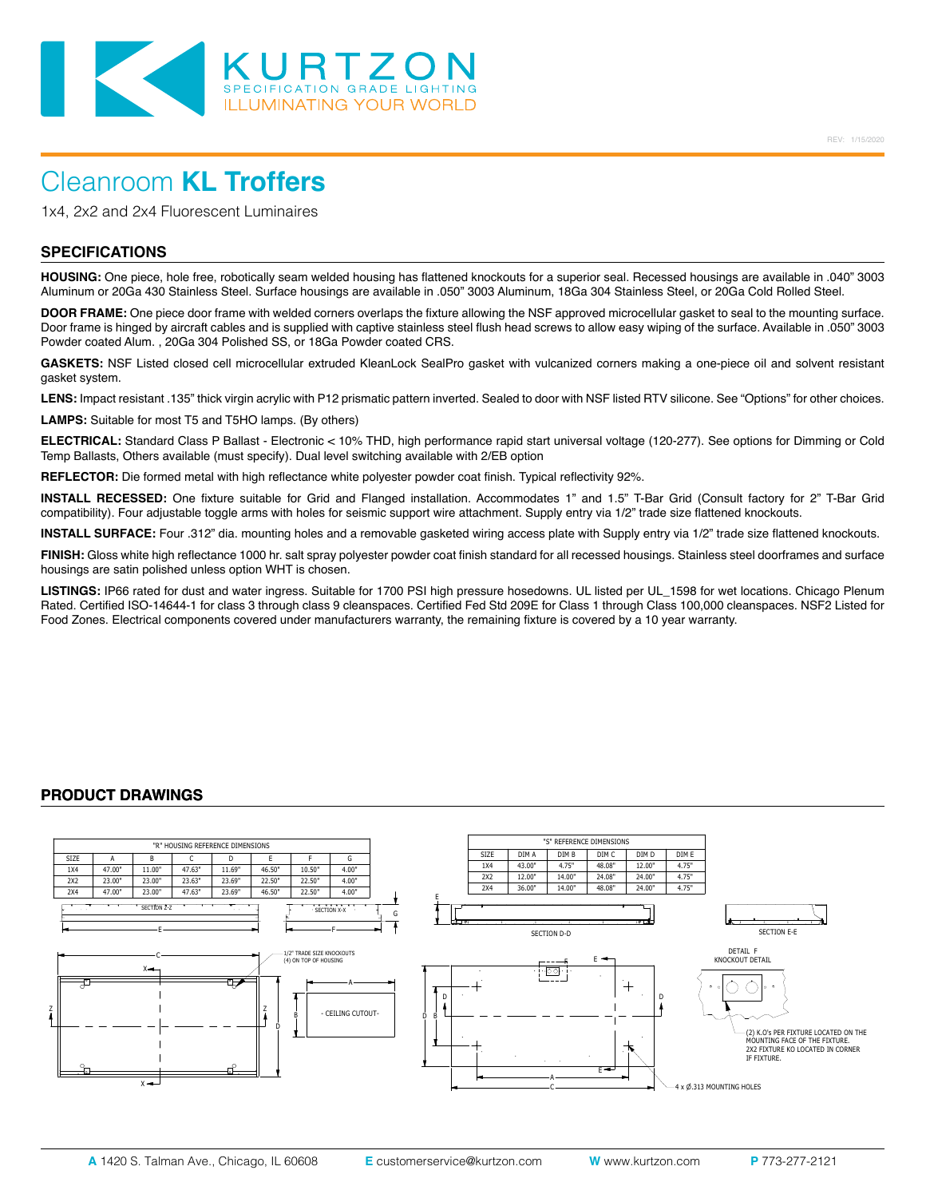KURTZON
SPECIFICATION GRADE LIGHTING
ILLUMINATING YOUR WORLD

REV: 1/15/2020

# Cleanroom **KL Troffers**

1x4, 2x2 and 2x4 Fluorescent Luminaires

## SPECIFICATIONS

**HOUSING:** One piece, hole free, robotically seam welded housing has flattened knockouts for a superior seal. Recessed housings are available in .040" 3003 Aluminum or 20Ga 430 Stainless Steel. Surface housings are available in .050" 3003 Aluminum, 18Ga 304 Stainless Steel, or 20Ga Cold Rolled Steel.

**DOOR FRAME:** One piece door frame with welded corners overlaps the fixture allowing the NSF approved microcellular gasket to seal to the mounting surface. Door frame is hinged by aircraft cables and is supplied with captive stainless steel flush head screws to allow easy wiping of the surface. Available in .050" 3003 Powder coated Alum. , 20Ga 304 Polished SS, or 18Ga Powder coated CRS.

**GASKETS:** NSF Listed closed cell microcellular extruded KleanLock SealPro gasket with vulcanized corners making a one-piece oil and solvent resistant gasket system.

**LENS:** Impact resistant .135" thick virgin acrylic with P12 prismatic pattern inverted. Sealed to door with NSF listed RTV silicone. See "Options" for other choices.

**LAMPS:** Suitable for most T5 and T5HO lamps. (By others)

**ELECTRICAL:** Standard Class P Ballast - Electronic < 10% THD, high performance rapid start universal voltage (120-277). See options for Dimming or Cold Temp Ballasts, Others available (must specify). Dual level switching available with 2/EB option

**REFLECTOR:** Die formed metal with high reflectance white polyester powder coat finish. Typical reflectivity 92%.

**INSTALL RECESSED:** One fixture suitable for Grid and Flanged installation. Accommodates 1" and 1.5" T-Bar Grid (Consult factory for 2" T-Bar Grid compatibility). Four adjustable toggle arms with holes for seismic support wire attachment. Supply entry via 1/2" trade size flattened knockouts.

**INSTALL SURFACE:** Four .312" dia. mounting holes and a removable gasketed wiring access plate with Supply entry via 1/2" trade size flattened knockouts.

**FINISH:** Gloss white high reflectance 1000 hr. salt spray polyester powder coat finish standard for all recessed housings. Stainless steel doorframes and surface housings are satin polished unless option WHT is chosen.

**LISTINGS:** IP66 rated for dust and water ingress. Suitable for 1700 PSI high pressure hosedowns. UL listed per UL_1598 for wet locations. Chicago Plenum Rated. Certified ISO-14644-1 for class 3 through class 9 cleanspaces. Certified Fed Std 209E for Class 1 through Class 100,000 cleanspaces. NSF2 Listed for Food Zones. Electrical components covered under manufacturers warranty, the remaining fixture is covered by a 10 year warranty.

## PRODUCT DRAWINGS

"R" HOUSING REFERENCE DIMENSIONS

| SIZE | A | B | C | D | E | F | G |
|---|---|---|---|---|---|---|---|
| 1X4 | 47.00" | 11.00" | 47.63" | 11.69" | 46.50" | 10.50" | 4.00" |
| 2X2 | 23.00" | 23.00" | 23.63" | 23.69" | 22.50" | 22.50" | 4.00" |
| 2X4 | 47.00" | 23.00" | 47.63" | 23.69" | 46.50" | 22.50" | 4.00" |

"S" REFERENCE DIMENSIONS

| SIZE | DIM A | DIM B | DIM C | DIM D | DIM E |
|---|---|---|---|---|---|
| 1X4 | 43.00" | 4.75" | 48.08" | 12.00" | 4.75" |
| 2X2 | 12.00" | 14.00" | 24.08" | 24.00" | 4.75" |
| 2X4 | 36.00" | 14.00" | 48.08" | 24.00" | 4.75" |

SECTION Z-Z

SECTION X-X

1/2" TRADE SIZE KNOCKOUTS (4) ON TOP OF HOUSING

CEILING CUTOUT

SECTION D-D

SECTION E-E

DETAIL F KNOCKOUT DETAIL

(2) K.O's PER FIXTURE LOCATED ON THE MOUNTING FACE OF THE FIXTURE. 2X2 FIXTURE KO LOCATED IN CORNER IF FIXTURE.

4 x Ø.313 MOUNTING HOLES

**A** 1420 S. Talman Ave., Chicago, IL 60608 **E** customerservice@kurtzon.com **W** www.kurtzon.com **P** 773-277-2121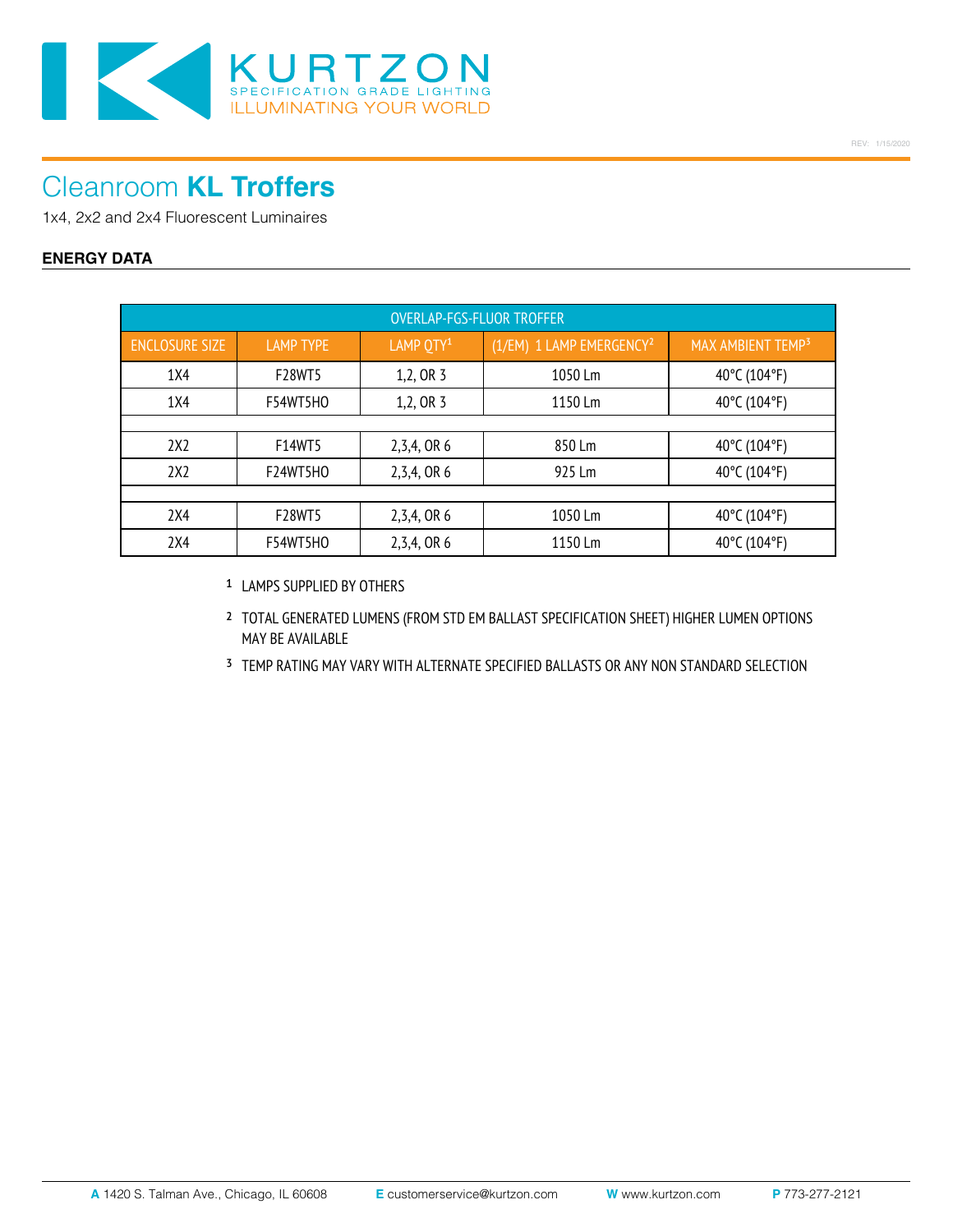# Cleanroom **KL Troffers**

1x4, 2x2 and 2x4 Fluorescent Luminaires

## ENERGY DATA

| OVERLAP-FGS-FLUOR TROFFER | | | | |
|---|---|---|---|---|
| ENCLOSURE SIZE | LAMP TYPE | LAMP QTY[1] | (1/EM) 1 LAMP EMERGENCY[2] | MAX AMBIENT TEMP[3] |
| 1X4 | F28WT5 | 1,2, OR 3 | 1050 Lm | 40°C (104°F) |
| 1X4 | F54WT5HO | 1,2, OR 3 | 1150 Lm | 40°C (104°F) |
| | | | | |
| 2X2 | F14WT5 | 2,3,4, OR 6 | 850 Lm | 40°C (104°F) |
| 2X2 | F24WT5HO | 2,3,4, OR 6 | 925 Lm | 40°C (104°F) |
| | | | | |
| 2X4 | F28WT5 | 2,3,4, OR 6 | 1050 Lm | 40°C (104°F) |
| 2X4 | F54WT5HO | 2,3,4, OR 6 | 1150 Lm | 40°C (104°F) |

[1] LAMPS SUPPLIED BY OTHERS

[2] TOTAL GENERATED LUMENS (FROM STD EM BALLAST SPECIFICATION SHEET) HIGHER LUMEN OPTIONS MAY BE AVAILABLE

[3] TEMP RATING MAY VARY WITH ALTERNATE SPECIFIED BALLASTS OR ANY NON STANDARD SELECTION